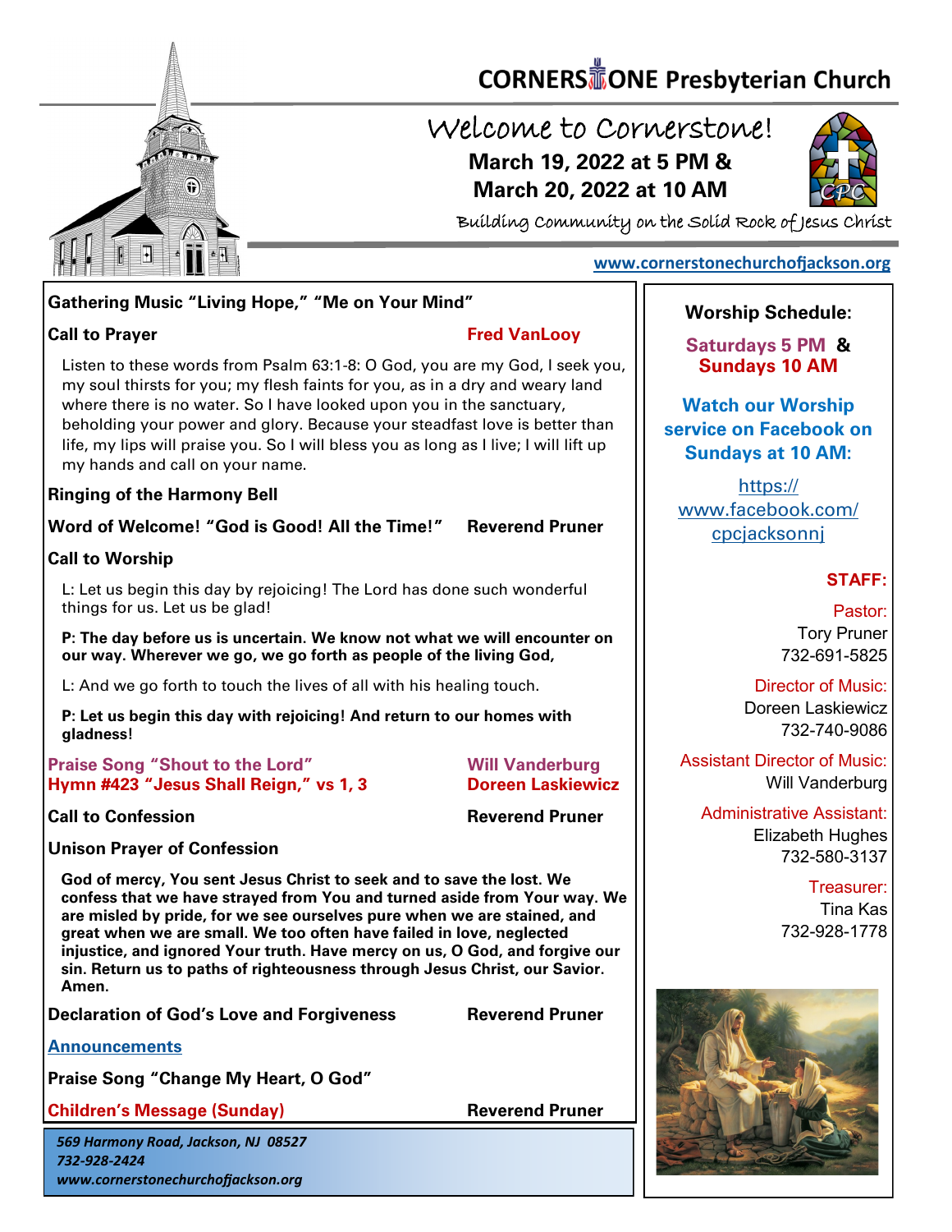# CORNERSTONE Presbyterian Church

## Welcome to Cornerstone!

**March 19, 2022 at 5 PM &**
**March 20, 2022 at 10 AM**

Building Community on the Solid Rock of Jesus Christ

www.cornerstonechurchofjackson.org

**Gathering Music "Living Hope," "Me on Your Mind"**

**Call to Prayer** — **Fred VanLooy**

Listen to these words from Psalm 63:1-8: O God, you are my God, I seek you, my soul thirsts for you; my flesh faints for you, as in a dry and weary land where there is no water. So I have looked upon you in the sanctuary, beholding your power and glory. Because your steadfast love is better than life, my lips will praise you. So I will bless you as long as I live; I will lift up my hands and call on your name.

**Ringing of the Harmony Bell**

**Word of Welcome! "God is Good! All the Time!"** — **Reverend Pruner**

**Call to Worship**

L: Let us begin this day by rejoicing! The Lord has done such wonderful things for us. Let us be glad!

**P: The day before us is uncertain. We know not what we will encounter on our way. Wherever we go, we go forth as people of the living God,**

L: And we go forth to touch the lives of all with his healing touch.

**P: Let us begin this day with rejoicing! And return to our homes with gladness!**

**Praise Song "Shout to the Lord"** — **Will Vanderburg**
**Hymn #423 "Jesus Shall Reign," vs 1, 3** — **Doreen Laskiewicz**

**Call to Confession** — **Reverend Pruner**

**Unison Prayer of Confession**

**God of mercy, You sent Jesus Christ to seek and to save the lost. We confess that we have strayed from You and turned aside from Your way. We are misled by pride, for we see ourselves pure when we are stained, and great when we are small. We too often have failed in love, neglected injustice, and ignored Your truth. Have mercy on us, O God, and forgive our sin. Return us to paths of righteousness through Jesus Christ, our Savior. Amen.**

**Declaration of God's Love and Forgiveness** — **Reverend Pruner**

**Announcements**

**Praise Song "Change My Heart, O God"**

**Children's Message (Sunday)** — **Reverend Pruner**

*569 Harmony Road, Jackson, NJ 08527*
*732-928-2424*
*www.cornerstonechurchofjackson.org*

---

**Worship Schedule:**

**Saturdays 5 PM & Sundays 10 AM**

**Watch our Worship service on Facebook on Sundays at 10 AM:**

https://www.facebook.com/cpcjacksonnj

**STAFF:**

Pastor:
Tory Pruner
732-691-5825

Director of Music:
Doreen Laskiewicz
732-740-9086

Assistant Director of Music:
Will Vanderburg

Administrative Assistant:
Elizabeth Hughes
732-580-3137

Treasurer:
Tina Kas
732-928-1778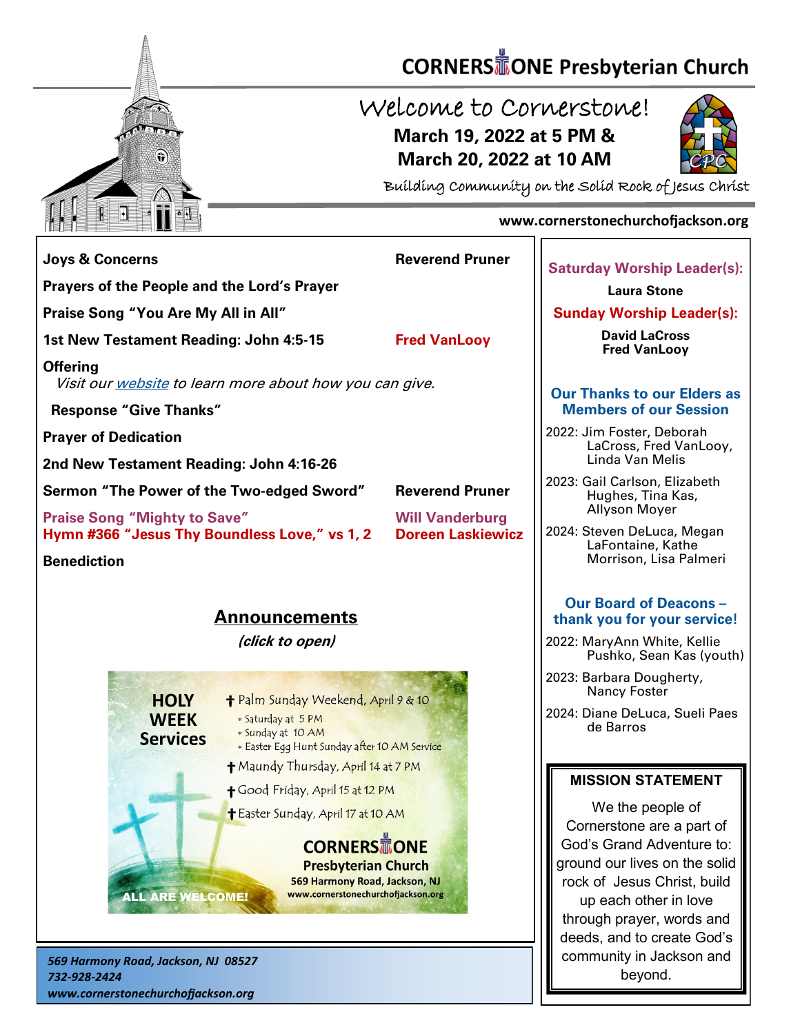# CORNERSTONE Presbyterian Church

## Welcome to Cornerstone!

**March 19, 2022 at 5 PM &**
**March 20, 2022 at 10 AM**

Building Community on the Solid Rock of Jesus Christ

www.cornerstonechurchofjackson.org

| | |
|---|---|
| **Joys & Concerns** | **Reverend Pruner** |
| **Prayers of the People and the Lord's Prayer** | |
| **Praise Song "You Are My All in All"** | |
| **1st New Testament Reading: John 4:5-15** | **Fred VanLooy** |

**Offering**
*Visit our website to learn more about how you can give.*

**Response "Give Thanks"**

**Prayer of Dedication**

**2nd New Testament Reading: John 4:16-26**

| | |
|---|---|
| **Sermon "The Power of the Two-edged Sword"** | **Reverend Pruner** |
| **Praise Song "Mighty to Save"** | **Will Vanderburg** |
| **Hymn #366 "Jesus Thy Boundless Love," vs 1, 2** | **Doreen Laskiewicz** |

**Benediction**

## Announcements

***(click to open)***

**HOLY WEEK Services**

- ✝ Palm Sunday Weekend, April 9 & 10
  - Saturday at 5 PM
  - Sunday at 10 AM
  - Easter Egg Hunt Sunday after 10 AM Service
- ✝ Maundy Thursday, April 14 at 7 PM
- ✝ Good Friday, April 15 at 12 PM
- ✝ Easter Sunday, April 17 at 10 AM

**CORNERSTONE Presbyterian Church**
569 Harmony Road, Jackson, NJ
www.cornerstonechurchofjackson.org

ALL ARE WELCOME!

*569 Harmony Road, Jackson, NJ 08527*
*732-928-2424*
*www.cornerstonechurchofjackson.org*

**Saturday Worship Leader(s):**

**Laura Stone**

**Sunday Worship Leader(s):**

**David LaCross**
**Fred VanLooy**

**Our Thanks to our Elders as Members of our Session**

2022: Jim Foster, Deborah LaCross, Fred VanLooy, Linda Van Melis

2023: Gail Carlson, Elizabeth Hughes, Tina Kas, Allyson Moyer

2024: Steven DeLuca, Megan LaFontaine, Kathe Morrison, Lisa Palmeri

**Our Board of Deacons – thank you for your service!**

2022: MaryAnn White, Kellie Pushko, Sean Kas (youth)

2023: Barbara Dougherty, Nancy Foster

2024: Diane DeLuca, Sueli Paes de Barros

**MISSION STATEMENT**

We the people of Cornerstone are a part of God's Grand Adventure to: ground our lives on the solid rock of Jesus Christ, build up each other in love through prayer, words and deeds, and to create God's community in Jackson and beyond.